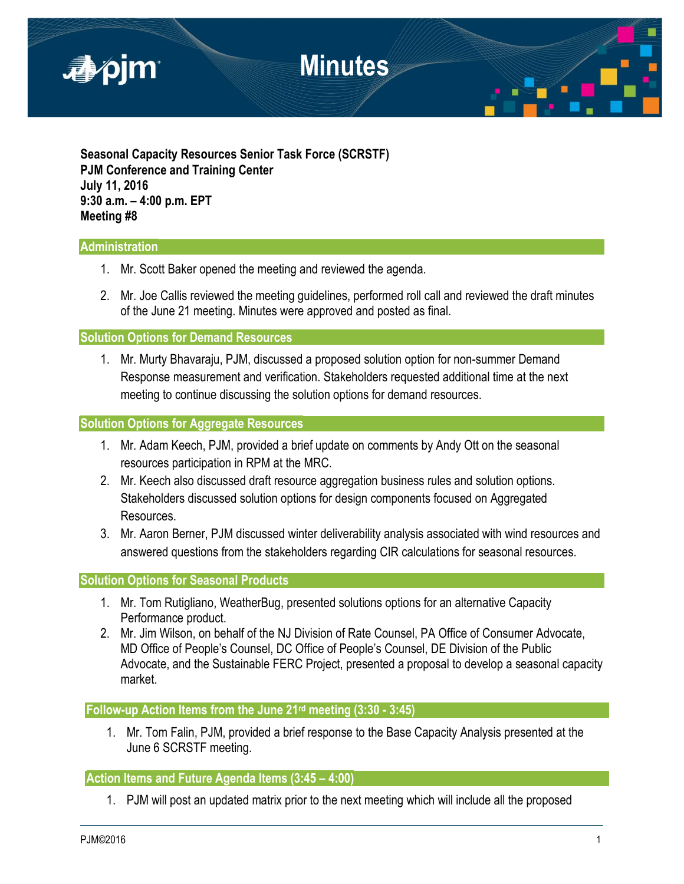# Minutes

**Seasonal Capacity Resources Senior Task Force (SCRSTF)**
**PJM Conference and Training Center**
**July 11, 2016**
**9:30 a.m. – 4:00 p.m. EPT**
**Meeting #8**

## Administration

1. Mr. Scott Baker opened the meeting and reviewed the agenda.
2. Mr. Joe Callis reviewed the meeting guidelines, performed roll call and reviewed the draft minutes of the June 21 meeting. Minutes were approved and posted as final.

## Solution Options for Demand Resources

1. Mr. Murty Bhavaraju, PJM, discussed a proposed solution option for non-summer Demand Response measurement and verification. Stakeholders requested additional time at the next meeting to continue discussing the solution options for demand resources.

## Solution Options for Aggregate Resources

1. Mr. Adam Keech, PJM, provided a brief update on comments by Andy Ott on the seasonal resources participation in RPM at the MRC.
2. Mr. Keech also discussed draft resource aggregation business rules and solution options. Stakeholders discussed solution options for design components focused on Aggregated Resources.
3. Mr. Aaron Berner, PJM discussed winter deliverability analysis associated with wind resources and answered questions from the stakeholders regarding CIR calculations for seasonal resources.

## Solution Options for Seasonal Products

1. Mr. Tom Rutigliano, WeatherBug, presented solutions options for an alternative Capacity Performance product.
2. Mr. Jim Wilson, on behalf of the NJ Division of Rate Counsel, PA Office of Consumer Advocate, MD Office of People's Counsel, DC Office of People's Counsel, DE Division of the Public Advocate, and the Sustainable FERC Project, presented a proposal to develop a seasonal capacity market.

## Follow-up Action Items from the June 21rd meeting (3:30 - 3:45)

1. Mr. Tom Falin, PJM, provided a brief response to the Base Capacity Analysis presented at the June 6 SCRSTF meeting.

## Action Items and Future Agenda Items (3:45 – 4:00)

1. PJM will post an updated matrix prior to the next meeting which will include all the proposed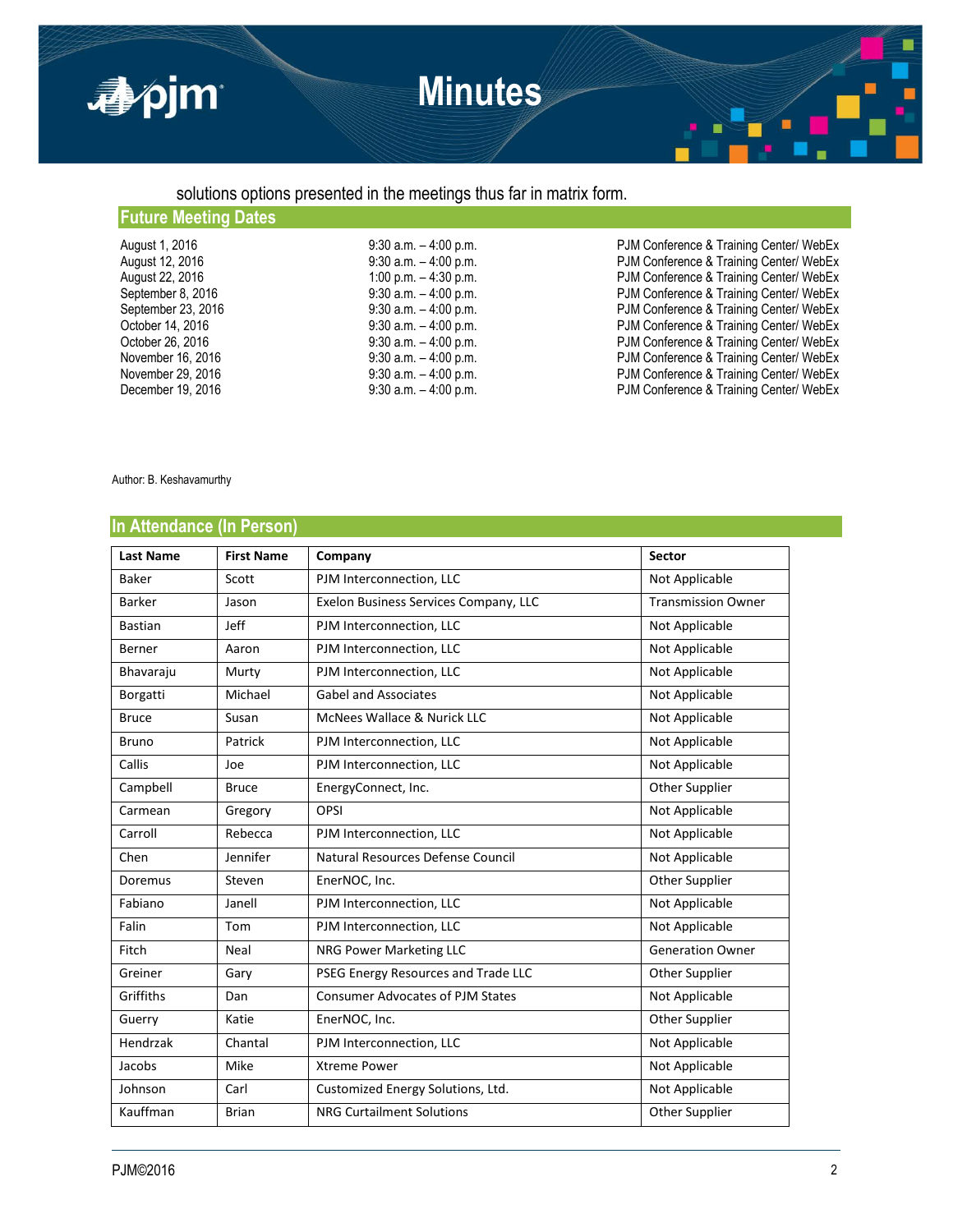solutions options presented in the meetings thus far in matrix form.

## Future Meeting Dates

| | | |
|---|---|---|
| August 1, 2016 | 9:30 a.m. – 4:00 p.m. | PJM Conference & Training Center/ WebEx |
| August 12, 2016 | 9:30 a.m. – 4:00 p.m. | PJM Conference & Training Center/ WebEx |
| August 22, 2016 | 1:00 p.m. – 4:30 p.m. | PJM Conference & Training Center/ WebEx |
| September 8, 2016 | 9:30 a.m. – 4:00 p.m. | PJM Conference & Training Center/ WebEx |
| September 23, 2016 | 9:30 a.m. – 4:00 p.m. | PJM Conference & Training Center/ WebEx |
| October 14, 2016 | 9:30 a.m. – 4:00 p.m. | PJM Conference & Training Center/ WebEx |
| October 26, 2016 | 9:30 a.m. – 4:00 p.m. | PJM Conference & Training Center/ WebEx |
| November 16, 2016 | 9:30 a.m. – 4:00 p.m. | PJM Conference & Training Center/ WebEx |
| November 29, 2016 | 9:30 a.m. – 4:00 p.m. | PJM Conference & Training Center/ WebEx |
| December 19, 2016 | 9:30 a.m. – 4:00 p.m. | PJM Conference & Training Center/ WebEx |

Author: B. Keshavamurthy

## In Attendance (In Person)

| Last Name | First Name | Company | Sector |
|---|---|---|---|
| Baker | Scott | PJM Interconnection, LLC | Not Applicable |
| Barker | Jason | Exelon Business Services Company, LLC | Transmission Owner |
| Bastian | Jeff | PJM Interconnection, LLC | Not Applicable |
| Berner | Aaron | PJM Interconnection, LLC | Not Applicable |
| Bhavaraju | Murty | PJM Interconnection, LLC | Not Applicable |
| Borgatti | Michael | Gabel and Associates | Not Applicable |
| Bruce | Susan | McNees Wallace & Nurick LLC | Not Applicable |
| Bruno | Patrick | PJM Interconnection, LLC | Not Applicable |
| Callis | Joe | PJM Interconnection, LLC | Not Applicable |
| Campbell | Bruce | EnergyConnect, Inc. | Other Supplier |
| Carmean | Gregory | OPSI | Not Applicable |
| Carroll | Rebecca | PJM Interconnection, LLC | Not Applicable |
| Chen | Jennifer | Natural Resources Defense Council | Not Applicable |
| Doremus | Steven | EnerNOC, Inc. | Other Supplier |
| Fabiano | Janell | PJM Interconnection, LLC | Not Applicable |
| Falin | Tom | PJM Interconnection, LLC | Not Applicable |
| Fitch | Neal | NRG Power Marketing LLC | Generation Owner |
| Greiner | Gary | PSEG Energy Resources and Trade LLC | Other Supplier |
| Griffiths | Dan | Consumer Advocates of PJM States | Not Applicable |
| Guerry | Katie | EnerNOC, Inc. | Other Supplier |
| Hendrzak | Chantal | PJM Interconnection, LLC | Not Applicable |
| Jacobs | Mike | Xtreme Power | Not Applicable |
| Johnson | Carl | Customized Energy Solutions, Ltd. | Not Applicable |
| Kauffman | Brian | NRG Curtailment Solutions | Other Supplier |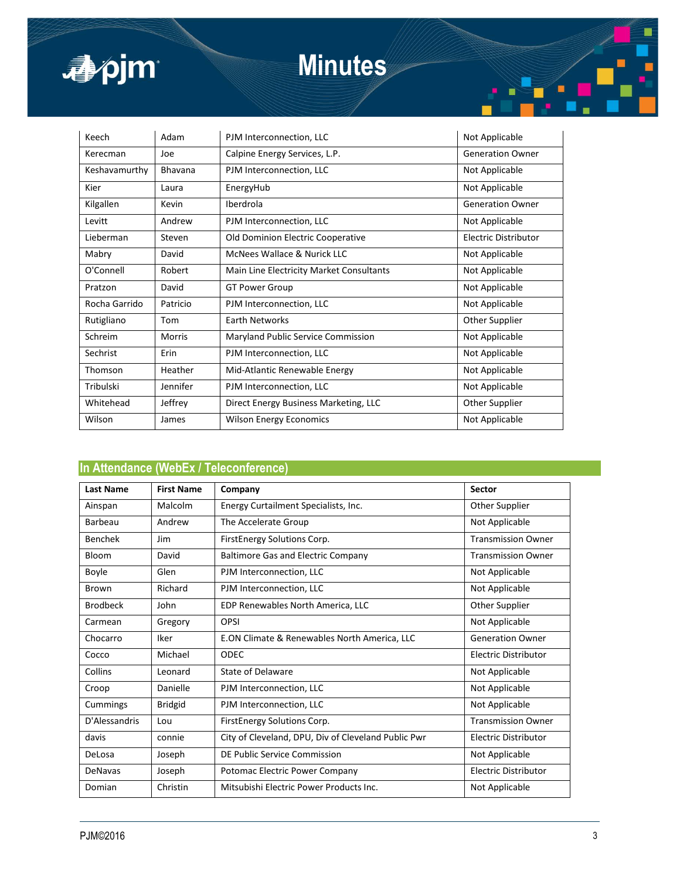| Keech | Adam | PJM Interconnection, LLC | Not Applicable |
|---|---|---|---|
| Kerecman | Joe | Calpine Energy Services, L.P. | Generation Owner |
| Keshavamurthy | Bhavana | PJM Interconnection, LLC | Not Applicable |
| Kier | Laura | EnergyHub | Not Applicable |
| Kilgallen | Kevin | Iberdrola | Generation Owner |
| Levitt | Andrew | PJM Interconnection, LLC | Not Applicable |
| Lieberman | Steven | Old Dominion Electric Cooperative | Electric Distributor |
| Mabry | David | McNees Wallace & Nurick LLC | Not Applicable |
| O'Connell | Robert | Main Line Electricity Market Consultants | Not Applicable |
| Pratzon | David | GT Power Group | Not Applicable |
| Rocha Garrido | Patricio | PJM Interconnection, LLC | Not Applicable |
| Rutigliano | Tom | Earth Networks | Other Supplier |
| Schreim | Morris | Maryland Public Service Commission | Not Applicable |
| Sechrist | Erin | PJM Interconnection, LLC | Not Applicable |
| Thomson | Heather | Mid-Atlantic Renewable Energy | Not Applicable |
| Tribulski | Jennifer | PJM Interconnection, LLC | Not Applicable |
| Whitehead | Jeffrey | Direct Energy Business Marketing, LLC | Other Supplier |
| Wilson | James | Wilson Energy Economics | Not Applicable |

## In Attendance (WebEx / Teleconference)

| Last Name | First Name | Company | Sector |
|---|---|---|---|
| Ainspan | Malcolm | Energy Curtailment Specialists, Inc. | Other Supplier |
| Barbeau | Andrew | The Accelerate Group | Not Applicable |
| Benchek | Jim | FirstEnergy Solutions Corp. | Transmission Owner |
| Bloom | David | Baltimore Gas and Electric Company | Transmission Owner |
| Boyle | Glen | PJM Interconnection, LLC | Not Applicable |
| Brown | Richard | PJM Interconnection, LLC | Not Applicable |
| Brodbeck | John | EDP Renewables North America, LLC | Other Supplier |
| Carmean | Gregory | OPSI | Not Applicable |
| Chocarro | Iker | E.ON Climate & Renewables North America, LLC | Generation Owner |
| Cocco | Michael | ODEC | Electric Distributor |
| Collins | Leonard | State of Delaware | Not Applicable |
| Croop | Danielle | PJM Interconnection, LLC | Not Applicable |
| Cummings | Bridgid | PJM Interconnection, LLC | Not Applicable |
| D'Alessandris | Lou | FirstEnergy Solutions Corp. | Transmission Owner |
| davis | connie | City of Cleveland, DPU, Div of Cleveland Public Pwr | Electric Distributor |
| DeLosa | Joseph | DE Public Service Commission | Not Applicable |
| DeNavas | Joseph | Potomac Electric Power Company | Electric Distributor |
| Domian | Christin | Mitsubishi Electric Power Products Inc. | Not Applicable |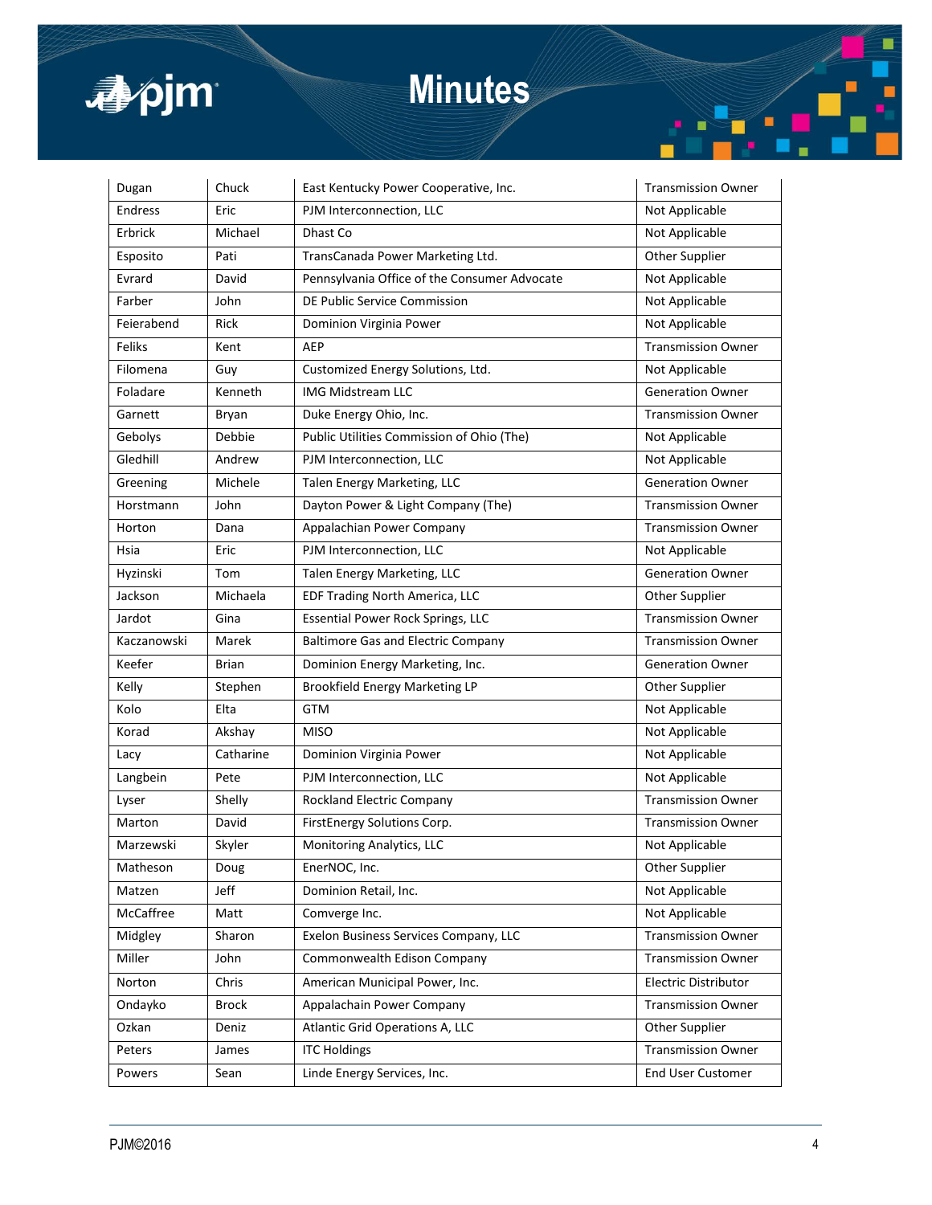| Dugan | Chuck | East Kentucky Power Cooperative, Inc. | Transmission Owner |
|---|---|---|---|
| Endress | Eric | PJM Interconnection, LLC | Not Applicable |
| Erbrick | Michael | Dhast Co | Not Applicable |
| Esposito | Pati | TransCanada Power Marketing Ltd. | Other Supplier |
| Evrard | David | Pennsylvania Office of the Consumer Advocate | Not Applicable |
| Farber | John | DE Public Service Commission | Not Applicable |
| Feierabend | Rick | Dominion Virginia Power | Not Applicable |
| Feliks | Kent | AEP | Transmission Owner |
| Filomena | Guy | Customized Energy Solutions, Ltd. | Not Applicable |
| Foladare | Kenneth | IMG Midstream LLC | Generation Owner |
| Garnett | Bryan | Duke Energy Ohio, Inc. | Transmission Owner |
| Gebolys | Debbie | Public Utilities Commission of Ohio (The) | Not Applicable |
| Gledhill | Andrew | PJM Interconnection, LLC | Not Applicable |
| Greening | Michele | Talen Energy Marketing, LLC | Generation Owner |
| Horstmann | John | Dayton Power & Light Company (The) | Transmission Owner |
| Horton | Dana | Appalachian Power Company | Transmission Owner |
| Hsia | Eric | PJM Interconnection, LLC | Not Applicable |
| Hyzinski | Tom | Talen Energy Marketing, LLC | Generation Owner |
| Jackson | Michaela | EDF Trading North America, LLC | Other Supplier |
| Jardot | Gina | Essential Power Rock Springs, LLC | Transmission Owner |
| Kaczanowski | Marek | Baltimore Gas and Electric Company | Transmission Owner |
| Keefer | Brian | Dominion Energy Marketing, Inc. | Generation Owner |
| Kelly | Stephen | Brookfield Energy Marketing LP | Other Supplier |
| Kolo | Elta | GTM | Not Applicable |
| Korad | Akshay | MISO | Not Applicable |
| Lacy | Catharine | Dominion Virginia Power | Not Applicable |
| Langbein | Pete | PJM Interconnection, LLC | Not Applicable |
| Lyser | Shelly | Rockland Electric Company | Transmission Owner |
| Marton | David | FirstEnergy Solutions Corp. | Transmission Owner |
| Marzewski | Skyler | Monitoring Analytics, LLC | Not Applicable |
| Matheson | Doug | EnerNOC, Inc. | Other Supplier |
| Matzen | Jeff | Dominion Retail, Inc. | Not Applicable |
| McCaffree | Matt | Comverge Inc. | Not Applicable |
| Midgley | Sharon | Exelon Business Services Company, LLC | Transmission Owner |
| Miller | John | Commonwealth Edison Company | Transmission Owner |
| Norton | Chris | American Municipal Power, Inc. | Electric Distributor |
| Ondayko | Brock | Appalachain Power Company | Transmission Owner |
| Ozkan | Deniz | Atlantic Grid Operations A, LLC | Other Supplier |
| Peters | James | ITC Holdings | Transmission Owner |
| Powers | Sean | Linde Energy Services, Inc. | End User Customer |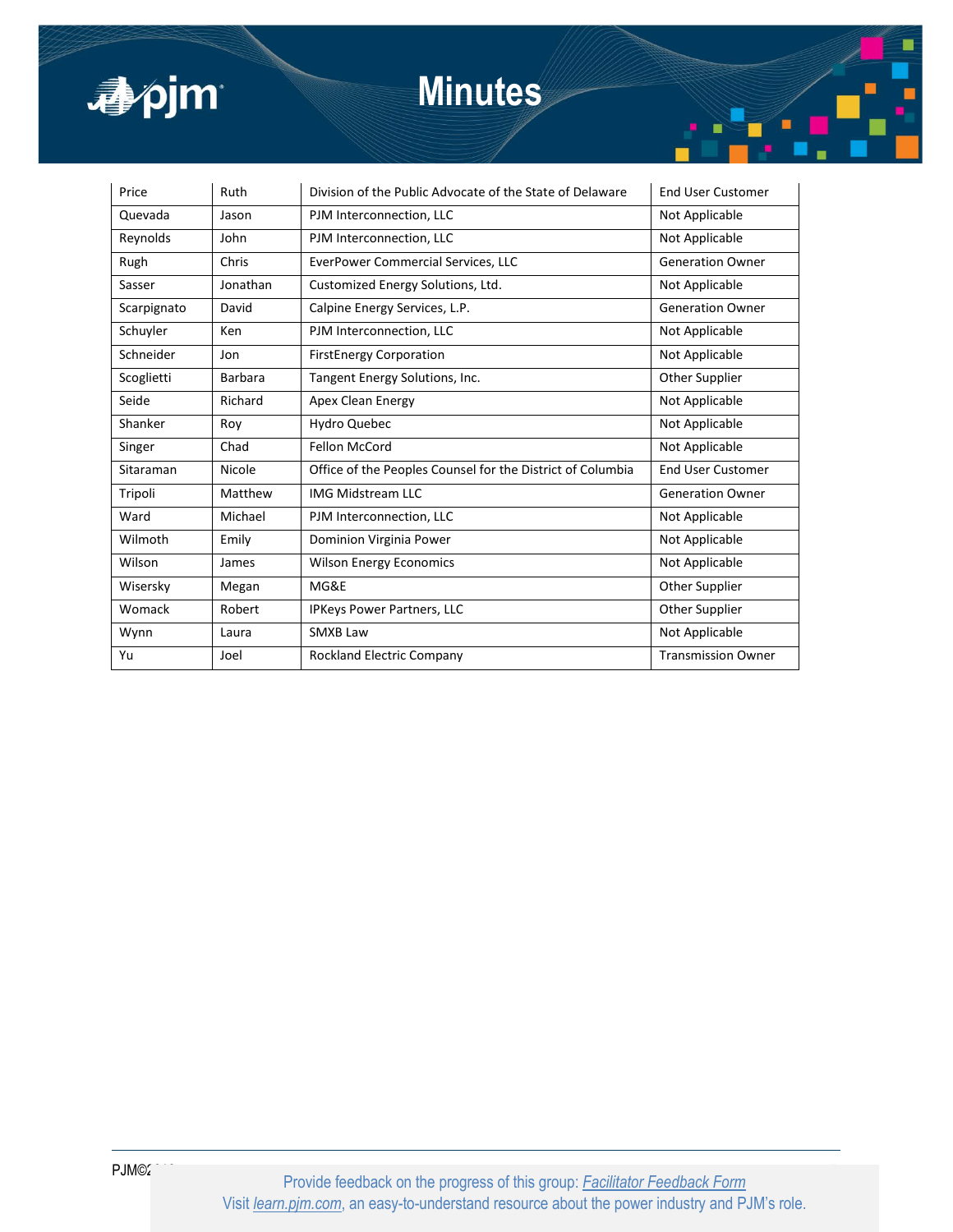| | | | |
|---|---|---|---|
| Price | Ruth | Division of the Public Advocate of the State of Delaware | End User Customer |
| Quevada | Jason | PJM Interconnection, LLC | Not Applicable |
| Reynolds | John | PJM Interconnection, LLC | Not Applicable |
| Rugh | Chris | EverPower Commercial Services, LLC | Generation Owner |
| Sasser | Jonathan | Customized Energy Solutions, Ltd. | Not Applicable |
| Scarpignato | David | Calpine Energy Services, L.P. | Generation Owner |
| Schuyler | Ken | PJM Interconnection, LLC | Not Applicable |
| Schneider | Jon | FirstEnergy Corporation | Not Applicable |
| Scoglietti | Barbara | Tangent Energy Solutions, Inc. | Other Supplier |
| Seide | Richard | Apex Clean Energy | Not Applicable |
| Shanker | Roy | Hydro Quebec | Not Applicable |
| Singer | Chad | Fellon McCord | Not Applicable |
| Sitaraman | Nicole | Office of the Peoples Counsel for the District of Columbia | End User Customer |
| Tripoli | Matthew | IMG Midstream LLC | Generation Owner |
| Ward | Michael | PJM Interconnection, LLC | Not Applicable |
| Wilmoth | Emily | Dominion Virginia Power | Not Applicable |
| Wilson | James | Wilson Energy Economics | Not Applicable |
| Wisersky | Megan | MG&E | Other Supplier |
| Womack | Robert | IPKeys Power Partners, LLC | Other Supplier |
| Wynn | Laura | SMXB Law | Not Applicable |
| Yu | Joel | Rockland Electric Company | Transmission Owner |

Provide feedback on the progress of this group: *Facilitator Feedback Form*
Visit *learn.pjm.com*, an easy-to-understand resource about the power industry and PJM's role.